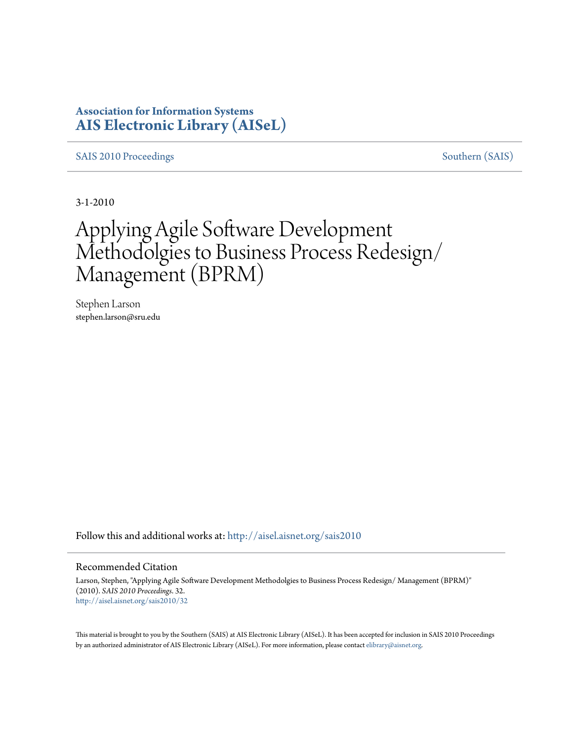**Association for Information Systems**
**AIS Electronic Library (AISeL)**

SAIS 2010 Proceedings | Southern (SAIS)

3-1-2010

# Applying Agile Software Development Methodolgies to Business Process Redesign/ Management (BPRM)

Stephen Larson
stephen.larson@sru.edu

Follow this and additional works at: http://aisel.aisnet.org/sais2010

## Recommended Citation

Larson, Stephen, "Applying Agile Software Development Methodolgies to Business Process Redesign/ Management (BPRM)" (2010). *SAIS 2010 Proceedings*. 32.
http://aisel.aisnet.org/sais2010/32

This material is brought to you by the Southern (SAIS) at AIS Electronic Library (AISeL). It has been accepted for inclusion in SAIS 2010 Proceedings by an authorized administrator of AIS Electronic Library (AISeL). For more information, please contact elibrary@aisnet.org.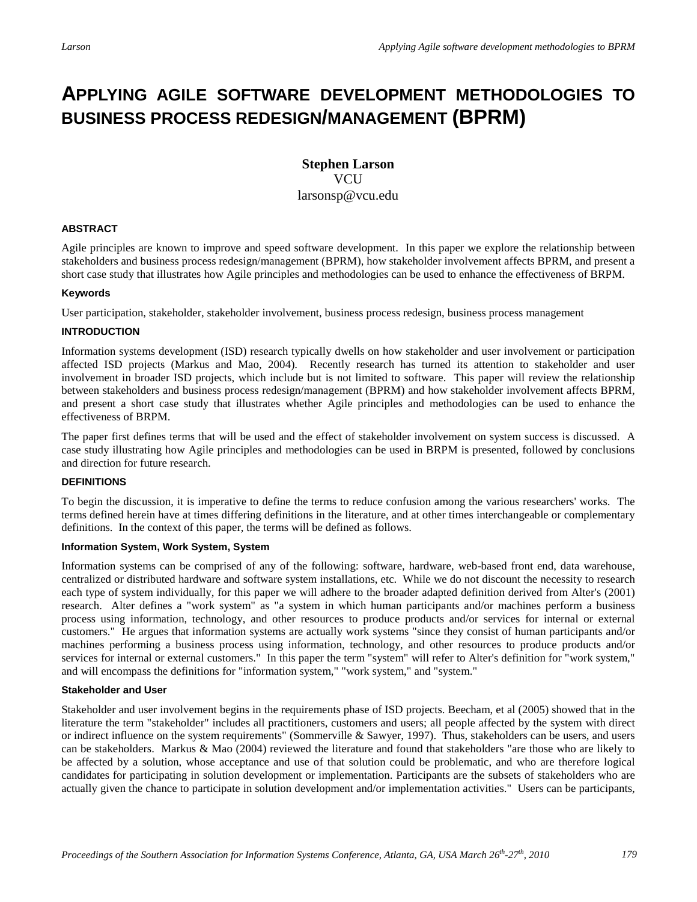# APPLYING AGILE SOFTWARE DEVELOPMENT METHODOLOGIES TO BUSINESS PROCESS REDESIGN/MANAGEMENT (BPRM)

**Stephen Larson**
VCU
larsonsp@vcu.edu

## ABSTRACT

Agile principles are known to improve and speed software development. In this paper we explore the relationship between stakeholders and business process redesign/management (BPRM), how stakeholder involvement affects BPRM, and present a short case study that illustrates how Agile principles and methodologies can be used to enhance the effectiveness of BRPM.

### Keywords

User participation, stakeholder, stakeholder involvement, business process redesign, business process management

## INTRODUCTION

Information systems development (ISD) research typically dwells on how stakeholder and user involvement or participation affected ISD projects (Markus and Mao, 2004). Recently research has turned its attention to stakeholder and user involvement in broader ISD projects, which include but is not limited to software. This paper will review the relationship between stakeholders and business process redesign/management (BPRM) and how stakeholder involvement affects BPRM, and present a short case study that illustrates whether Agile principles and methodologies can be used to enhance the effectiveness of BRPM.

The paper first defines terms that will be used and the effect of stakeholder involvement on system success is discussed. A case study illustrating how Agile principles and methodologies can be used in BRPM is presented, followed by conclusions and direction for future research.

## DEFINITIONS

To begin the discussion, it is imperative to define the terms to reduce confusion among the various researchers' works. The terms defined herein have at times differing definitions in the literature, and at other times interchangeable or complementary definitions. In the context of this paper, the terms will be defined as follows.

### Information System, Work System, System

Information systems can be comprised of any of the following: software, hardware, web-based front end, data warehouse, centralized or distributed hardware and software system installations, etc. While we do not discount the necessity to research each type of system individually, for this paper we will adhere to the broader adapted definition derived from Alter's (2001) research. Alter defines a "work system" as "a system in which human participants and/or machines perform a business process using information, technology, and other resources to produce products and/or services for internal or external customers." He argues that information systems are actually work systems "since they consist of human participants and/or machines performing a business process using information, technology, and other resources to produce products and/or services for internal or external customers." In this paper the term "system" will refer to Alter's definition for "work system," and will encompass the definitions for "information system," "work system," and "system."

### Stakeholder and User

Stakeholder and user involvement begins in the requirements phase of ISD projects. Beecham, et al (2005) showed that in the literature the term "stakeholder" includes all practitioners, customers and users; all people affected by the system with direct or indirect influence on the system requirements" (Sommerville & Sawyer, 1997). Thus, stakeholders can be users, and users can be stakeholders. Markus & Mao (2004) reviewed the literature and found that stakeholders "are those who are likely to be affected by a solution, whose acceptance and use of that solution could be problematic, and who are therefore logical candidates for participating in solution development or implementation. Participants are the subsets of stakeholders who are actually given the chance to participate in solution development and/or implementation activities." Users can be participants,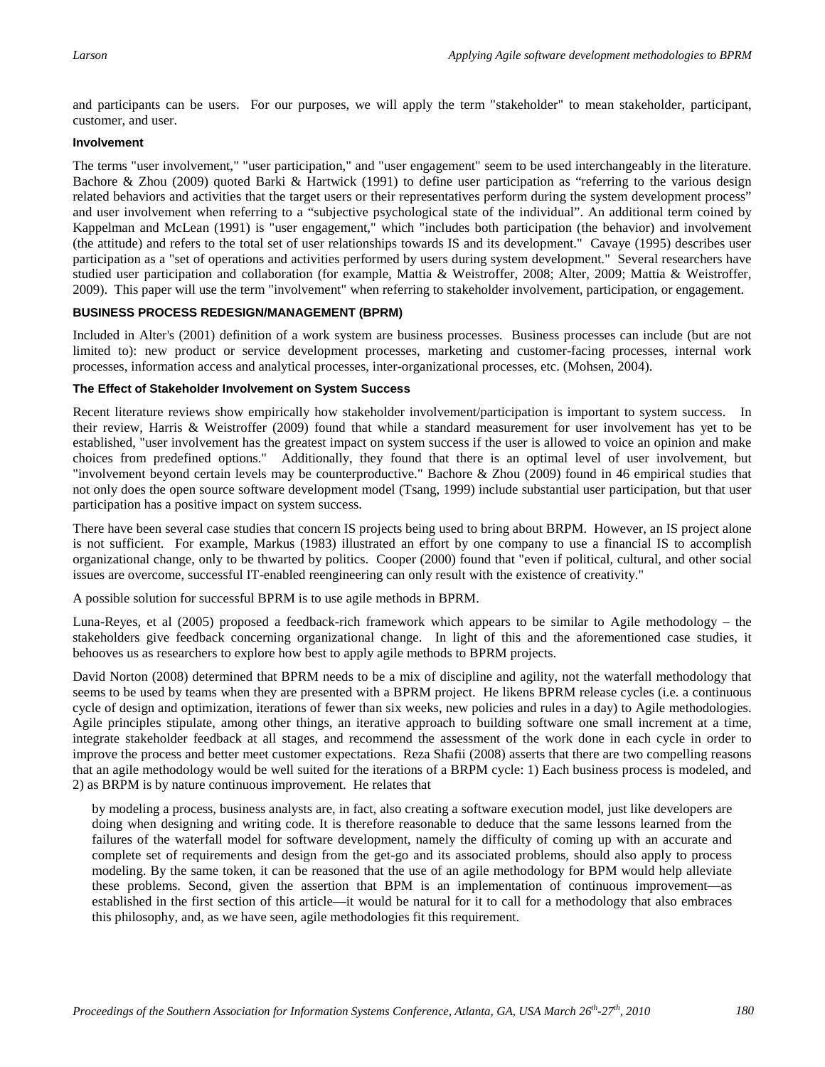and participants can be users. For our purposes, we will apply the term "stakeholder" to mean stakeholder, participant, customer, and user.

### Involvement

The terms "user involvement," "user participation," and "user engagement" seem to be used interchangeably in the literature. Bachore & Zhou (2009) quoted Barki & Hartwick (1991) to define user participation as "referring to the various design related behaviors and activities that the target users or their representatives perform during the system development process" and user involvement when referring to a "subjective psychological state of the individual". An additional term coined by Kappelman and McLean (1991) is "user engagement," which "includes both participation (the behavior) and involvement (the attitude) and refers to the total set of user relationships towards IS and its development." Cavaye (1995) describes user participation as a "set of operations and activities performed by users during system development." Several researchers have studied user participation and collaboration (for example, Mattia & Weistroffer, 2008; Alter, 2009; Mattia & Weistroffer, 2009). This paper will use the term "involvement" when referring to stakeholder involvement, participation, or engagement.

## BUSINESS PROCESS REDESIGN/MANAGEMENT (BPRM)

Included in Alter's (2001) definition of a work system are business processes. Business processes can include (but are not limited to): new product or service development processes, marketing and customer-facing processes, internal work processes, information access and analytical processes, inter-organizational processes, etc. (Mohsen, 2004).

### The Effect of Stakeholder Involvement on System Success

Recent literature reviews show empirically how stakeholder involvement/participation is important to system success. In their review, Harris & Weistroffer (2009) found that while a standard measurement for user involvement has yet to be established, "user involvement has the greatest impact on system success if the user is allowed to voice an opinion and make choices from predefined options." Additionally, they found that there is an optimal level of user involvement, but "involvement beyond certain levels may be counterproductive." Bachore & Zhou (2009) found in 46 empirical studies that not only does the open source software development model (Tsang, 1999) include substantial user participation, but that user participation has a positive impact on system success.

There have been several case studies that concern IS projects being used to bring about BRPM. However, an IS project alone is not sufficient. For example, Markus (1983) illustrated an effort by one company to use a financial IS to accomplish organizational change, only to be thwarted by politics. Cooper (2000) found that "even if political, cultural, and other social issues are overcome, successful IT-enabled reengineering can only result with the existence of creativity."

A possible solution for successful BPRM is to use agile methods in BPRM.

Luna-Reyes, et al (2005) proposed a feedback-rich framework which appears to be similar to Agile methodology – the stakeholders give feedback concerning organizational change. In light of this and the aforementioned case studies, it behooves us as researchers to explore how best to apply agile methods to BPRM projects.

David Norton (2008) determined that BPRM needs to be a mix of discipline and agility, not the waterfall methodology that seems to be used by teams when they are presented with a BPRM project. He likens BPRM release cycles (i.e. a continuous cycle of design and optimization, iterations of fewer than six weeks, new policies and rules in a day) to Agile methodologies. Agile principles stipulate, among other things, an iterative approach to building software one small increment at a time, integrate stakeholder feedback at all stages, and recommend the assessment of the work done in each cycle in order to improve the process and better meet customer expectations. Reza Shafii (2008) asserts that there are two compelling reasons that an agile methodology would be well suited for the iterations of a BRPM cycle: 1) Each business process is modeled, and 2) as BRPM is by nature continuous improvement. He relates that

> by modeling a process, business analysts are, in fact, also creating a software execution model, just like developers are doing when designing and writing code. It is therefore reasonable to deduce that the same lessons learned from the failures of the waterfall model for software development, namely the difficulty of coming up with an accurate and complete set of requirements and design from the get-go and its associated problems, should also apply to process modeling. By the same token, it can be reasoned that the use of an agile methodology for BPM would help alleviate these problems. Second, given the assertion that BPM is an implementation of continuous improvement—as established in the first section of this article—it would be natural for it to call for a methodology that also embraces this philosophy, and, as we have seen, agile methodologies fit this requirement.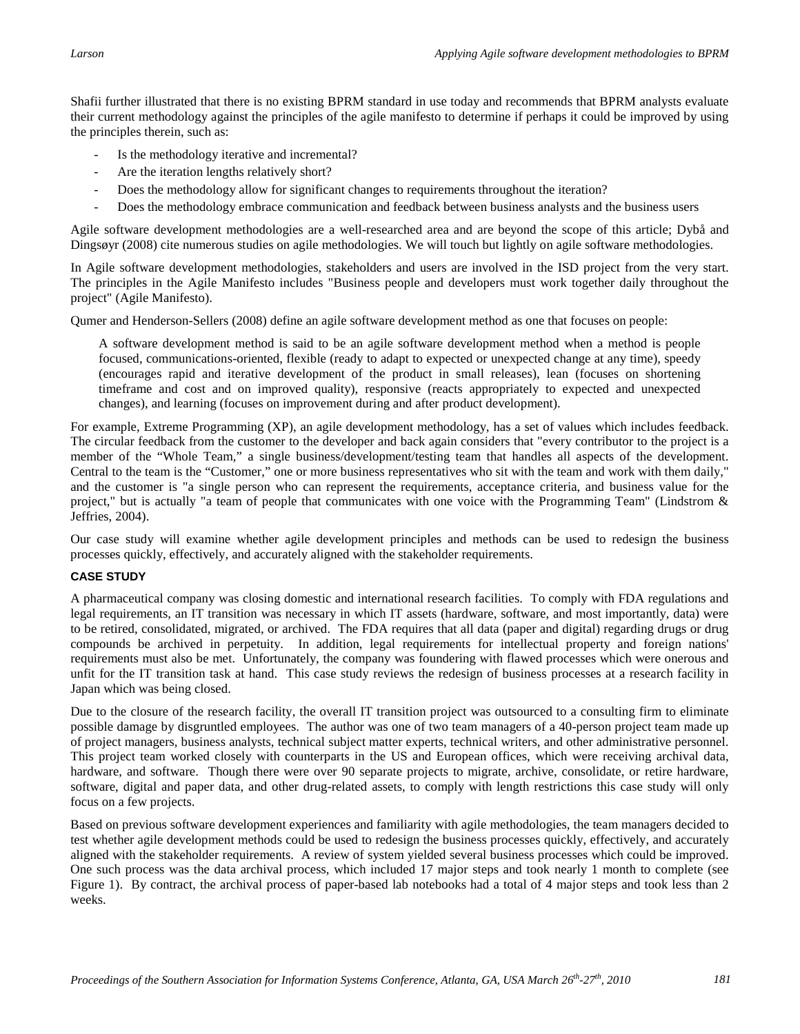Shafii further illustrated that there is no existing BPRM standard in use today and recommends that BPRM analysts evaluate their current methodology against the principles of the agile manifesto to determine if perhaps it could be improved by using the principles therein, such as:

- Is the methodology iterative and incremental?
- Are the iteration lengths relatively short?
- Does the methodology allow for significant changes to requirements throughout the iteration?
- Does the methodology embrace communication and feedback between business analysts and the business users

Agile software development methodologies are a well-researched area and are beyond the scope of this article; Dybå and Dingsøyr (2008) cite numerous studies on agile methodologies. We will touch but lightly on agile software methodologies.

In Agile software development methodologies, stakeholders and users are involved in the ISD project from the very start. The principles in the Agile Manifesto includes "Business people and developers must work together daily throughout the project" (Agile Manifesto).

Qumer and Henderson-Sellers (2008) define an agile software development method as one that focuses on people:

> A software development method is said to be an agile software development method when a method is people focused, communications-oriented, flexible (ready to adapt to expected or unexpected change at any time), speedy (encourages rapid and iterative development of the product in small releases), lean (focuses on shortening timeframe and cost and on improved quality), responsive (reacts appropriately to expected and unexpected changes), and learning (focuses on improvement during and after product development).

For example, Extreme Programming (XP), an agile development methodology, has a set of values which includes feedback. The circular feedback from the customer to the developer and back again considers that "every contributor to the project is a member of the "Whole Team," a single business/development/testing team that handles all aspects of the development. Central to the team is the "Customer," one or more business representatives who sit with the team and work with them daily," and the customer is "a single person who can represent the requirements, acceptance criteria, and business value for the project," but is actually "a team of people that communicates with one voice with the Programming Team" (Lindstrom & Jeffries, 2004).

Our case study will examine whether agile development principles and methods can be used to redesign the business processes quickly, effectively, and accurately aligned with the stakeholder requirements.

## CASE STUDY

A pharmaceutical company was closing domestic and international research facilities. To comply with FDA regulations and legal requirements, an IT transition was necessary in which IT assets (hardware, software, and most importantly, data) were to be retired, consolidated, migrated, or archived. The FDA requires that all data (paper and digital) regarding drugs or drug compounds be archived in perpetuity. In addition, legal requirements for intellectual property and foreign nations' requirements must also be met. Unfortunately, the company was foundering with flawed processes which were onerous and unfit for the IT transition task at hand. This case study reviews the redesign of business processes at a research facility in Japan which was being closed.

Due to the closure of the research facility, the overall IT transition project was outsourced to a consulting firm to eliminate possible damage by disgruntled employees. The author was one of two team managers of a 40-person project team made up of project managers, business analysts, technical subject matter experts, technical writers, and other administrative personnel. This project team worked closely with counterparts in the US and European offices, which were receiving archival data, hardware, and software. Though there were over 90 separate projects to migrate, archive, consolidate, or retire hardware, software, digital and paper data, and other drug-related assets, to comply with length restrictions this case study will only focus on a few projects.

Based on previous software development experiences and familiarity with agile methodologies, the team managers decided to test whether agile development methods could be used to redesign the business processes quickly, effectively, and accurately aligned with the stakeholder requirements. A review of system yielded several business processes which could be improved. One such process was the data archival process, which included 17 major steps and took nearly 1 month to complete (see Figure 1). By contract, the archival process of paper-based lab notebooks had a total of 4 major steps and took less than 2 weeks.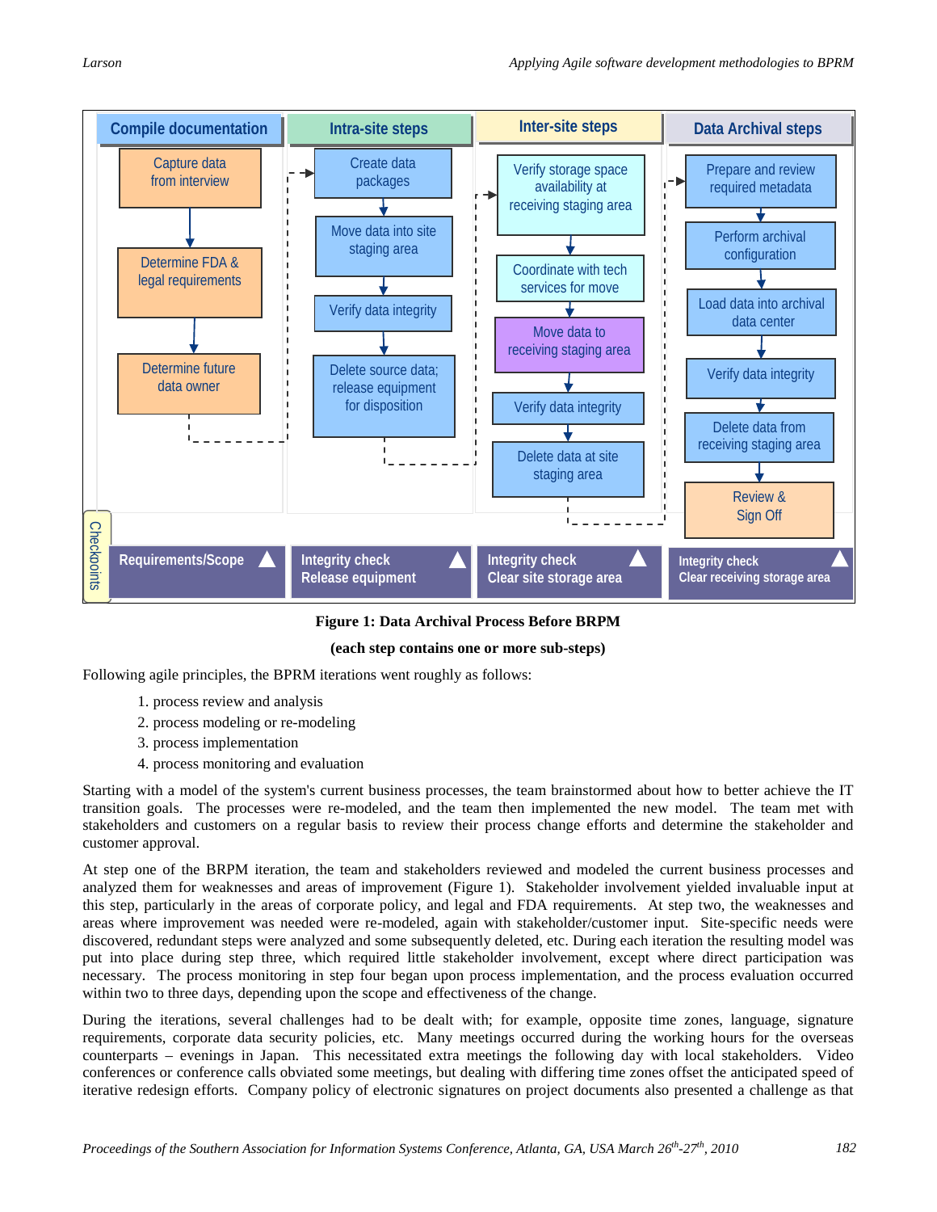**Figure 1: Data Archival Process Before BPRM**

**(each step contains one or more sub-steps)**

Following agile principles, the BPRM iterations went roughly as follows:

1. process review and analysis
2. process modeling or re-modeling
3. process implementation
4. process monitoring and evaluation

Starting with a model of the system's current business processes, the team brainstormed about how to better achieve the IT transition goals. The processes were re-modeled, and the team then implemented the new model. The team met with stakeholders and customers on a regular basis to review their process change efforts and determine the stakeholder and customer approval.

At step one of the BPRM iteration, the team and stakeholders reviewed and modeled the current business processes and analyzed them for weaknesses and areas of improvement (Figure 1). Stakeholder involvement yielded invaluable input at this step, particularly in the areas of corporate policy, and legal and FDA requirements. At step two, the weaknesses and areas where improvement was needed were re-modeled, again with stakeholder/customer input. Site-specific needs were discovered, redundant steps were analyzed and some subsequently deleted, etc. During each iteration the resulting model was put into place during step three, which required little stakeholder involvement, except where direct participation was necessary. The process monitoring in step four began upon process implementation, and the process evaluation occurred within two to three days, depending upon the scope and effectiveness of the change.

During the iterations, several challenges had to be dealt with; for example, opposite time zones, language, signature requirements, corporate data security policies, etc. Many meetings occurred during the working hours for the overseas counterparts – evenings in Japan. This necessitated extra meetings the following day with local stakeholders. Video conferences or conference calls obviated some meetings, but dealing with differing time zones offset the anticipated speed of iterative redesign efforts. Company policy of electronic signatures on project documents also presented a challenge as that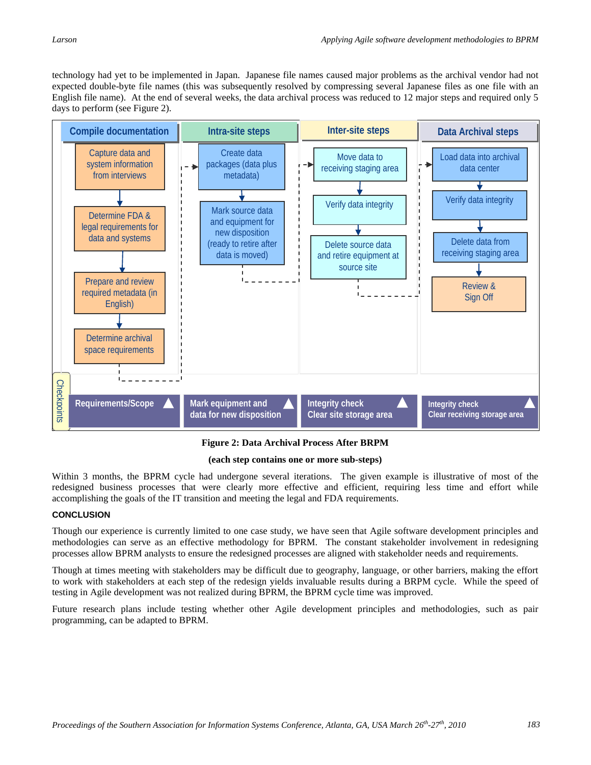technology had yet to be implemented in Japan. Japanese file names caused major problems as the archival vendor had not expected double-byte file names (this was subsequently resolved by compressing several Japanese files as one file with an English file name). At the end of several weeks, the data archival process was reduced to 12 major steps and required only 5 days to perform (see Figure 2).

| Compile documentation | Intra-site steps | Inter-site steps | Data Archival steps |
|---|---|---|---|
| Capture data and system information from interviews | Create data packages (data plus metadata) | Move data to receiving staging area | Load data into archival data center |
| Determine FDA & legal requirements for data and systems | Mark source data and equipment for new disposition (ready to retire after data is moved) | Verify data integrity | Verify data integrity |
| Prepare and review required metadata (in English) | | Delete source data and retire equipment at source site | Delete data from receiving staging area |
| Determine archival space requirements | | | Review & Sign Off |
| **Checkpoints:** Requirements/Scope | Mark equipment and data for new disposition | Integrity check Clear site storage area | Integrity check Clear receiving storage area |

**Figure 2: Data Archival Process After BRPM**

**(each step contains one or more sub-steps)**

Within 3 months, the BPRM cycle had undergone several iterations. The given example is illustrative of most of the redesigned business processes that were clearly more effective and efficient, requiring less time and effort while accomplishing the goals of the IT transition and meeting the legal and FDA requirements.

## CONCLUSION

Though our experience is currently limited to one case study, we have seen that Agile software development principles and methodologies can serve as an effective methodology for BPRM. The constant stakeholder involvement in redesigning processes allow BPRM analysts to ensure the redesigned processes are aligned with stakeholder needs and requirements.

Though at times meeting with stakeholders may be difficult due to geography, language, or other barriers, making the effort to work with stakeholders at each step of the redesign yields invaluable results during a BRPM cycle. While the speed of testing in Agile development was not realized during BPRM, the BPRM cycle time was improved.

Future research plans include testing whether other Agile development principles and methodologies, such as pair programming, can be adapted to BPRM.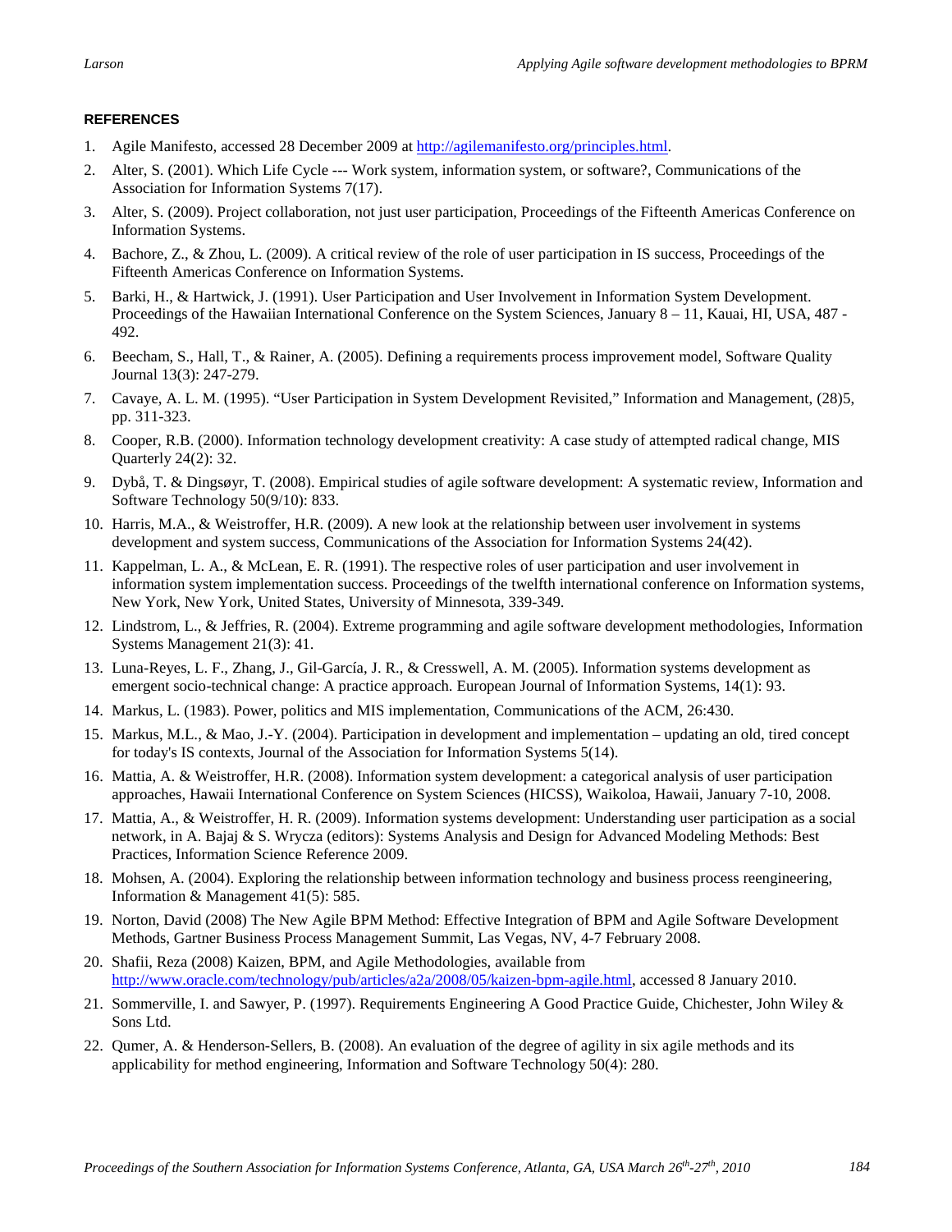**REFERENCES**

1. Agile Manifesto, accessed 28 December 2009 at http://agilemanifesto.org/principles.html.
2. Alter, S. (2001). Which Life Cycle --- Work system, information system, or software?, Communications of the Association for Information Systems 7(17).
3. Alter, S. (2009). Project collaboration, not just user participation, Proceedings of the Fifteenth Americas Conference on Information Systems.
4. Bachore, Z., & Zhou, L. (2009). A critical review of the role of user participation in IS success, Proceedings of the Fifteenth Americas Conference on Information Systems.
5. Barki, H., & Hartwick, J. (1991). User Participation and User Involvement in Information System Development. Proceedings of the Hawaiian International Conference on the System Sciences, January 8 – 11, Kauai, HI, USA, 487 - 492.
6. Beecham, S., Hall, T., & Rainer, A. (2005). Defining a requirements process improvement model, Software Quality Journal 13(3): 247-279.
7. Cavaye, A. L. M. (1995). "User Participation in System Development Revisited," Information and Management, (28)5, pp. 311-323.
8. Cooper, R.B. (2000). Information technology development creativity: A case study of attempted radical change, MIS Quarterly 24(2): 32.
9. Dybå, T. & Dingsøyr, T. (2008). Empirical studies of agile software development: A systematic review, Information and Software Technology 50(9/10): 833.
10. Harris, M.A., & Weistroffer, H.R. (2009). A new look at the relationship between user involvement in systems development and system success, Communications of the Association for Information Systems 24(42).
11. Kappelman, L. A., & McLean, E. R. (1991). The respective roles of user participation and user involvement in information system implementation success. Proceedings of the twelfth international conference on Information systems, New York, New York, United States, University of Minnesota, 339-349.
12. Lindstrom, L., & Jeffries, R. (2004). Extreme programming and agile software development methodologies, Information Systems Management 21(3): 41.
13. Luna-Reyes, L. F., Zhang, J., Gil-García, J. R., & Cresswell, A. M. (2005). Information systems development as emergent socio-technical change: A practice approach. European Journal of Information Systems, 14(1): 93.
14. Markus, L. (1983). Power, politics and MIS implementation, Communications of the ACM, 26:430.
15. Markus, M.L., & Mao, J.-Y. (2004). Participation in development and implementation – updating an old, tired concept for today's IS contexts, Journal of the Association for Information Systems 5(14).
16. Mattia, A. & Weistroffer, H.R. (2008). Information system development: a categorical analysis of user participation approaches, Hawaii International Conference on System Sciences (HICSS), Waikoloa, Hawaii, January 7-10, 2008.
17. Mattia, A., & Weistroffer, H. R. (2009). Information systems development: Understanding user participation as a social network, in A. Bajaj & S. Wrycza (editors): Systems Analysis and Design for Advanced Modeling Methods: Best Practices, Information Science Reference 2009.
18. Mohsen, A. (2004). Exploring the relationship between information technology and business process reengineering, Information & Management 41(5): 585.
19. Norton, David (2008) The New Agile BPM Method: Effective Integration of BPM and Agile Software Development Methods, Gartner Business Process Management Summit, Las Vegas, NV, 4-7 February 2008.
20. Shafii, Reza (2008) Kaizen, BPM, and Agile Methodologies, available from http://www.oracle.com/technology/pub/articles/a2a/2008/05/kaizen-bpm-agile.html, accessed 8 January 2010.
21. Sommerville, I. and Sawyer, P. (1997). Requirements Engineering A Good Practice Guide, Chichester, John Wiley & Sons Ltd.
22. Qumer, A. & Henderson-Sellers, B. (2008). An evaluation of the degree of agility in six agile methods and its applicability for method engineering, Information and Software Technology 50(4): 280.